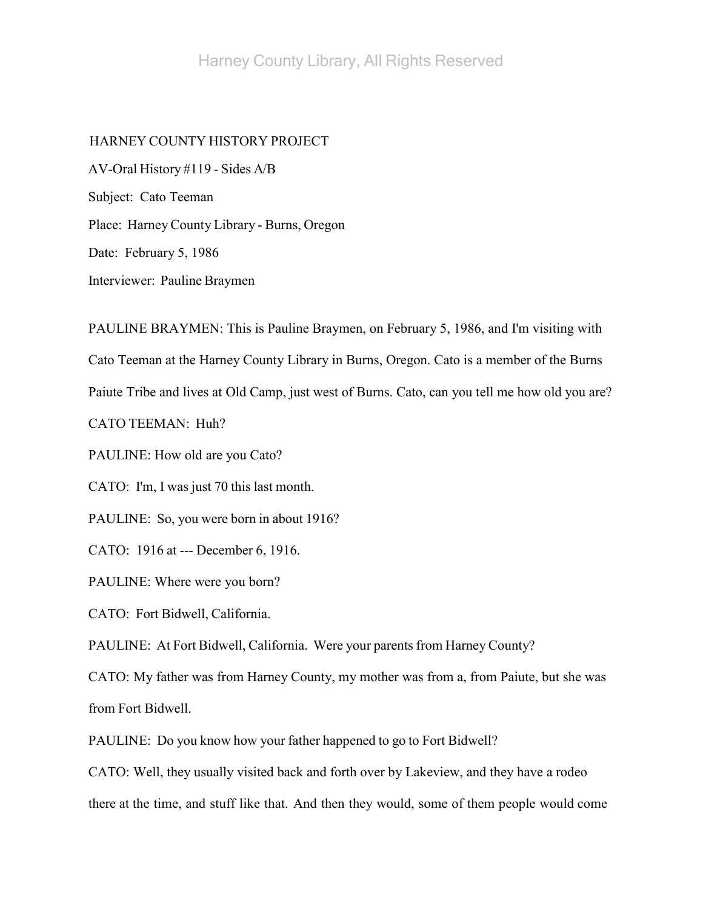HARNEY COUNTY HISTORY PROJECT

AV-Oral History #119 - Sides A/B

Subject: Cato Teeman

Place: Harney County Library - Burns, Oregon

Date: February 5, 1986

Interviewer: Pauline Braymen

PAULINE BRAYMEN: This is Pauline Braymen, on February 5, 1986, and I'm visiting with Cato Teeman at the Harney County Library in Burns, Oregon. Cato is a member of the Burns Paiute Tribe and lives at Old Camp, just west of Burns. Cato, can you tell me how old you are?

CATO TEEMAN: Huh?

PAULINE: How old are you Cato?

CATO: I'm, I was just 70 this last month.

PAULINE: So, you were born in about 1916?

CATO: 1916 at --- December 6, 1916.

PAULINE: Where were you born?

CATO: Fort Bidwell, California.

PAULINE: At Fort Bidwell, California. Were your parents from Harney County?

CATO: My father was from Harney County, my mother was from a, from Paiute, but she was from Fort Bidwell.

PAULINE: Do you know how your father happened to go to Fort Bidwell?

CATO: Well, they usually visited back and forth over by Lakeview, and they have a rodeo there at the time, and stuff like that. And then they would, some of them people would come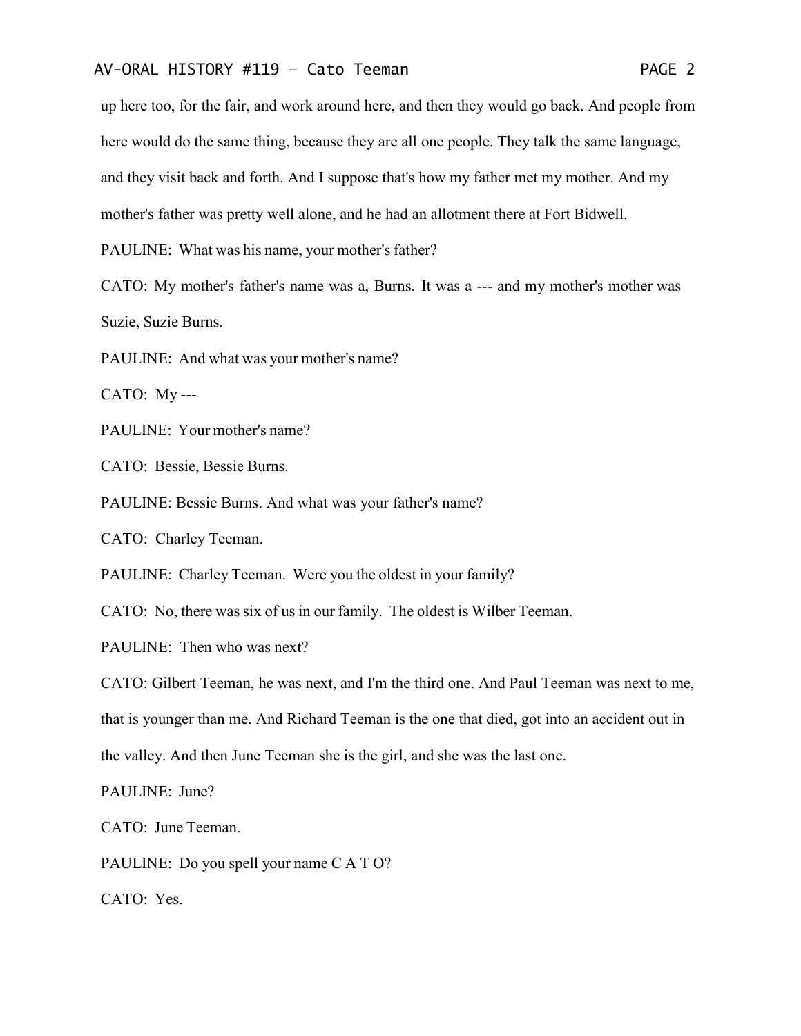up here too, for the fair, and work around here, and then they would go back. And people from here would do the same thing, because they are all one people. They talk the same language, and they visit back and forth. And I suppose that's how my father met my mother. And my mother's father was pretty well alone, and he had an allotment there at Fort Bidwell.

PAULINE: What was his name, your mother's father?

CATO: My mother's father's name was a, Burns. It was a --- and my mother's mother was Suzie, Suzie Burns.

PAULINE: And what was your mother's name?

CATO: My ---

PAULINE: Your mother's name?

CATO: Bessie, Bessie Burns.

PAULINE: Bessie Burns. And what was your father's name?

CATO: Charley Teeman.

PAULINE: Charley Teeman. Were you the oldest in your family?

CATO: No, there was six of us in our family. The oldest is Wilber Teeman.

PAULINE: Then who was next?

CATO: Gilbert Teeman, he was next, and I'm the third one. And Paul Teeman was next to me, that is younger than me. And Richard Teeman is the one that died, got into an accident out in the valley. And then June Teeman she is the girl, and she was the last one.

PAULINE: June?

CATO: June Teeman.

PAULINE: Do you spell your name C A T O?

CATO: Yes.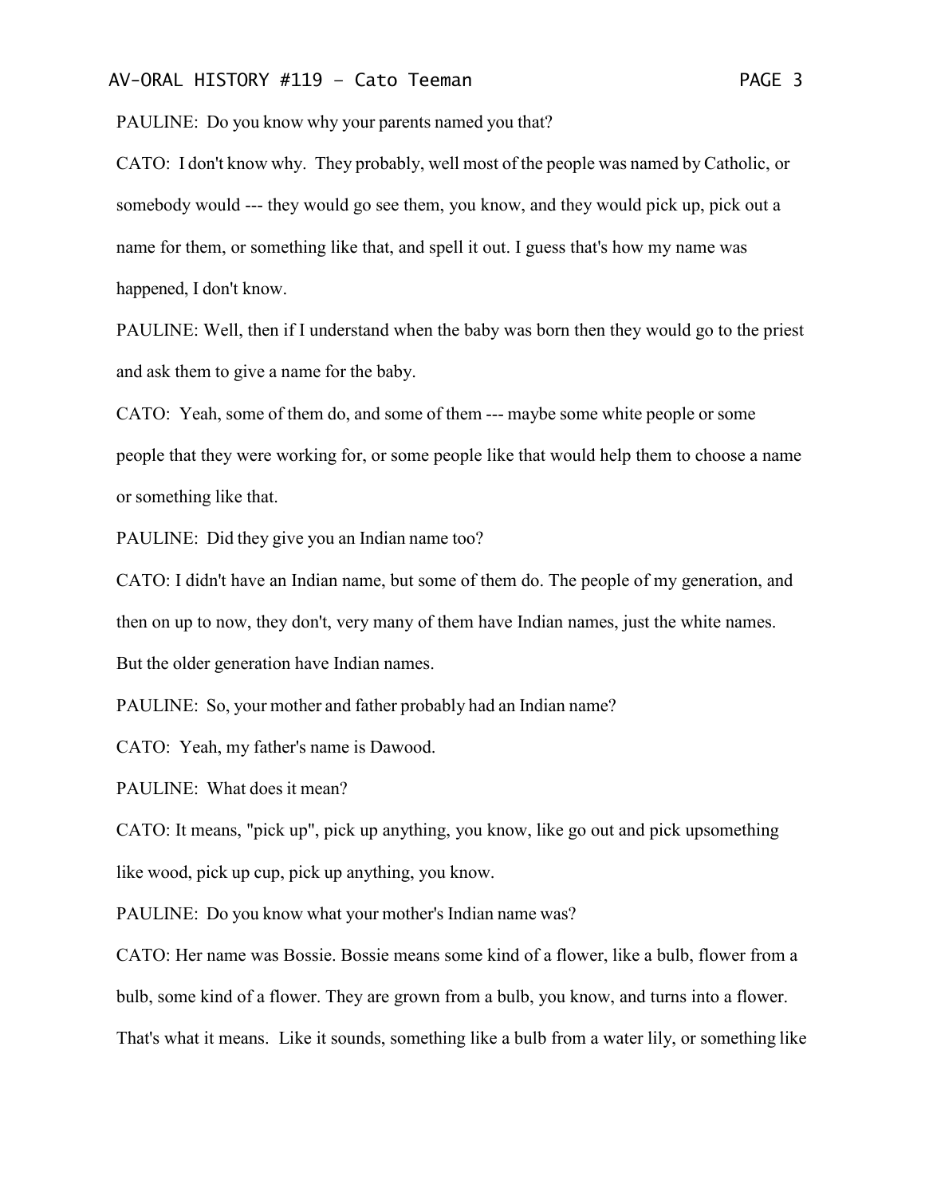PAULINE: Do you know why your parents named you that?

CATO: I don't know why. They probably, well most of the people was named by Catholic, or somebody would --- they would go see them, you know, and they would pick up, pick out a name for them, or something like that, and spell it out. I guess that's how my name was happened, I don't know.

PAULINE: Well, then if I understand when the baby was born then they would go to the priest and ask them to give a name for the baby.

CATO: Yeah, some of them do, and some of them --- maybe some white people or some people that they were working for, or some people like that would help them to choose a name or something like that.

PAULINE: Did they give you an Indian name too?

CATO: I didn't have an Indian name, but some of them do. The people of my generation, and then on up to now, they don't, very many of them have Indian names, just the white names. But the older generation have Indian names.

PAULINE: So, your mother and father probably had an Indian name?

CATO: Yeah, my father's name is Dawood.

PAULINE: What does it mean?

CATO: It means, "pick up", pick up anything, you know, like go out and pick upsomething like wood, pick up cup, pick up anything, you know.

PAULINE: Do you know what your mother's Indian name was?

CATO: Her name was Bossie. Bossie means some kind of a flower, like a bulb, flower from a bulb, some kind of a flower. They are grown from a bulb, you know, and turns into a flower. That's what it means. Like it sounds, something like a bulb from a water lily, or something like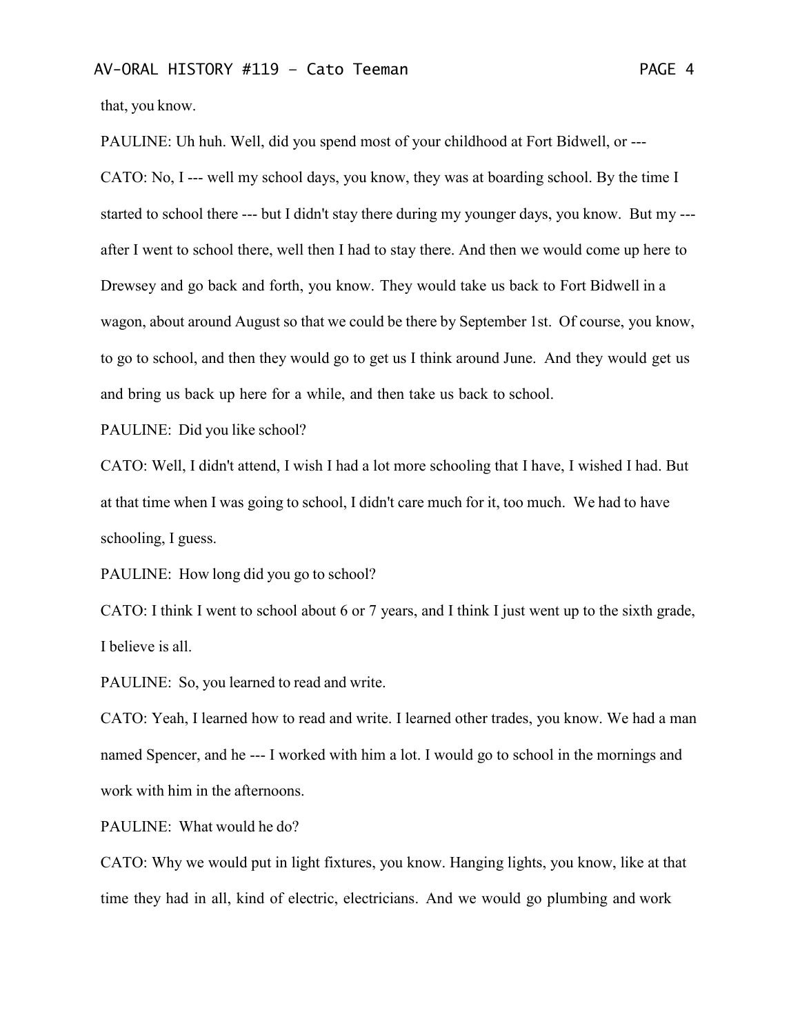that, you know.

PAULINE: Uh huh. Well, did you spend most of your childhood at Fort Bidwell, or ---

CATO: No, I --- well my school days, you know, they was at boarding school. By the time I started to school there --- but I didn't stay there during my younger days, you know. But my --- after I went to school there, well then I had to stay there. And then we would come up here to Drewsey and go back and forth, you know. They would take us back to Fort Bidwell in a wagon, about around August so that we could be there by September 1st. Of course, you know, to go to school, and then they would go to get us I think around June. And they would get us and bring us back up here for a while, and then take us back to school.

PAULINE: Did you like school?

CATO: Well, I didn't attend, I wish I had a lot more schooling that I have, I wished I had. But at that time when I was going to school, I didn't care much for it, too much. We had to have schooling, I guess.

PAULINE: How long did you go to school?

CATO: I think I went to school about 6 or 7 years, and I think I just went up to the sixth grade, I believe is all.

PAULINE: So, you learned to read and write.

CATO: Yeah, I learned how to read and write. I learned other trades, you know. We had a man named Spencer, and he --- I worked with him a lot. I would go to school in the mornings and work with him in the afternoons.

PAULINE: What would he do?

CATO: Why we would put in light fixtures, you know. Hanging lights, you know, like at that time they had in all, kind of electric, electricians. And we would go plumbing and work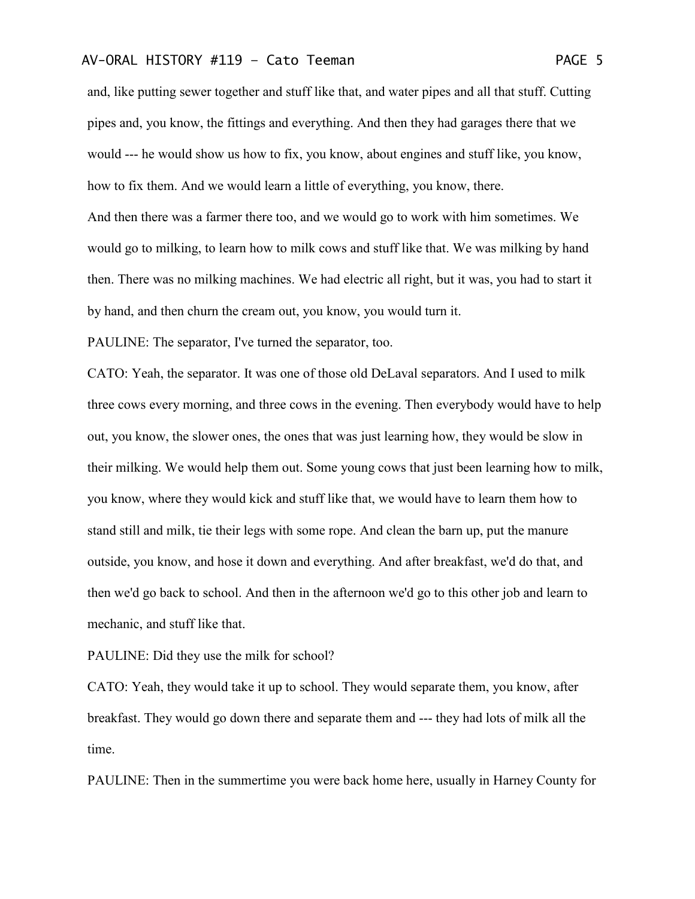and, like putting sewer together and stuff like that, and water pipes and all that stuff. Cutting pipes and, you know, the fittings and everything. And then they had garages there that we would --- he would show us how to fix, you know, about engines and stuff like, you know, how to fix them. And we would learn a little of everything, you know, there.

And then there was a farmer there too, and we would go to work with him sometimes. We would go to milking, to learn how to milk cows and stuff like that. We was milking by hand then. There was no milking machines. We had electric all right, but it was, you had to start it by hand, and then churn the cream out, you know, you would turn it.

PAULINE: The separator, I've turned the separator, too.

CATO: Yeah, the separator. It was one of those old DeLaval separators. And I used to milk three cows every morning, and three cows in the evening. Then everybody would have to help out, you know, the slower ones, the ones that was just learning how, they would be slow in their milking. We would help them out. Some young cows that just been learning how to milk, you know, where they would kick and stuff like that, we would have to learn them how to stand still and milk, tie their legs with some rope. And clean the barn up, put the manure outside, you know, and hose it down and everything. And after breakfast, we'd do that, and then we'd go back to school. And then in the afternoon we'd go to this other job and learn to mechanic, and stuff like that.

PAULINE: Did they use the milk for school?

CATO: Yeah, they would take it up to school. They would separate them, you know, after breakfast. They would go down there and separate them and --- they had lots of milk all the time.

PAULINE: Then in the summertime you were back home here, usually in Harney County for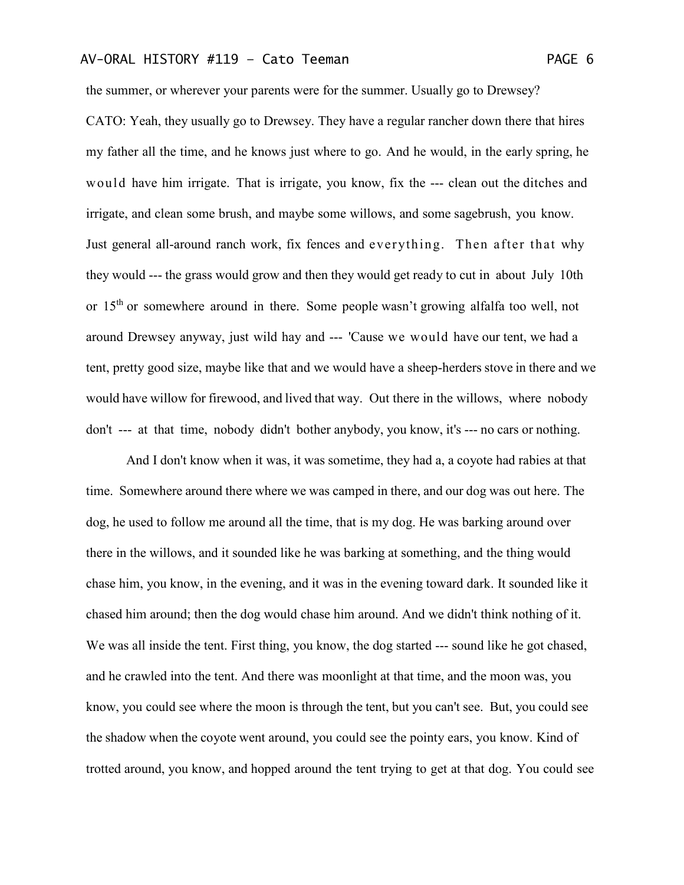the summer, or wherever your parents were for the summer. Usually go to Drewsey?

CATO: Yeah, they usually go to Drewsey. They have a regular rancher down there that hires my father all the time, and he knows just where to go. And he would, in the early spring, he would have him irrigate. That is irrigate, you know, fix the --- clean out the ditches and irrigate, and clean some brush, and maybe some willows, and some sagebrush, you know. Just general all-around ranch work, fix fences and everything. Then after that why they would --- the grass would grow and then they would get ready to cut in about July 10th or 15th or somewhere around in there. Some people wasn't growing alfalfa too well, not around Drewsey anyway, just wild hay and --- 'Cause we would have our tent, we had a tent, pretty good size, maybe like that and we would have a sheep-herders stove in there and we would have willow for firewood, and lived that way. Out there in the willows, where nobody don't --- at that time, nobody didn't bother anybody, you know, it's --- no cars or nothing.

And I don't know when it was, it was sometime, they had a, a coyote had rabies at that time. Somewhere around there where we was camped in there, and our dog was out here. The dog, he used to follow me around all the time, that is my dog. He was barking around over there in the willows, and it sounded like he was barking at something, and the thing would chase him, you know, in the evening, and it was in the evening toward dark. It sounded like it chased him around; then the dog would chase him around. And we didn't think nothing of it. We was all inside the tent. First thing, you know, the dog started --- sound like he got chased, and he crawled into the tent. And there was moonlight at that time, and the moon was, you know, you could see where the moon is through the tent, but you can't see. But, you could see the shadow when the coyote went around, you could see the pointy ears, you know. Kind of trotted around, you know, and hopped around the tent trying to get at that dog. You could see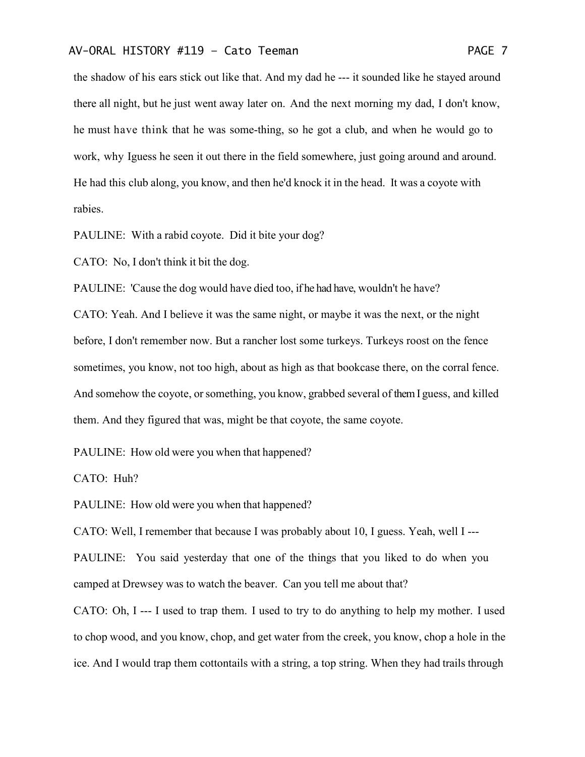the shadow of his ears stick out like that. And my dad he --- it sounded like he stayed around there all night, but he just went away later on. And the next morning my dad, I don't know, he must have think that he was some-thing, so he got a club, and when he would go to work, why Iguess he seen it out there in the field somewhere, just going around and around. He had this club along, you know, and then he'd knock it in the head. It was a coyote with rabies.

PAULINE: With a rabid coyote. Did it bite your dog?

CATO: No, I don't think it bit the dog.

PAULINE: 'Cause the dog would have died too, if he had have, wouldn't he have?

CATO: Yeah. And I believe it was the same night, or maybe it was the next, or the night before, I don't remember now. But a rancher lost some turkeys. Turkeys roost on the fence sometimes, you know, not too high, about as high as that bookcase there, on the corral fence. And somehow the coyote, or something, you know, grabbed several of them I guess, and killed them. And they figured that was, might be that coyote, the same coyote.

PAULINE: How old were you when that happened?

CATO: Huh?

PAULINE: How old were you when that happened?

CATO: Well, I remember that because I was probably about 10, I guess. Yeah, well I ---

PAULINE: You said yesterday that one of the things that you liked to do when you camped at Drewsey was to watch the beaver. Can you tell me about that?

CATO: Oh, I --- I used to trap them. I used to try to do anything to help my mother. I used to chop wood, and you know, chop, and get water from the creek, you know, chop a hole in the ice. And I would trap them cottontails with a string, a top string. When they had trails through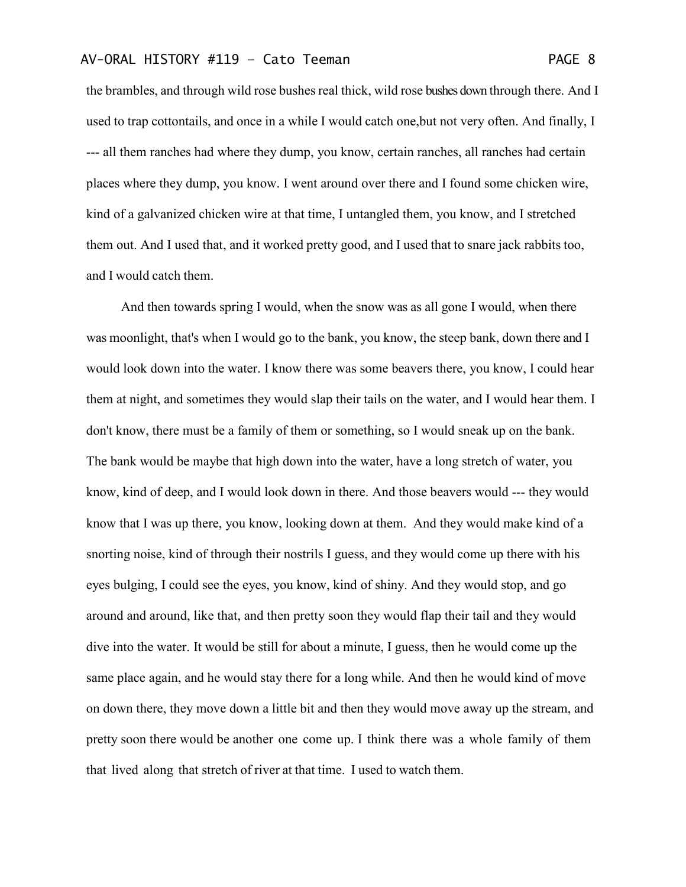the brambles, and through wild rose bushes real thick, wild rose bushes down through there. And I used to trap cottontails, and once in a while I would catch one,but not very often. And finally, I --- all them ranches had where they dump, you know, certain ranches, all ranches had certain places where they dump, you know. I went around over there and I found some chicken wire, kind of a galvanized chicken wire at that time, I untangled them, you know, and I stretched them out. And I used that, and it worked pretty good, and I used that to snare jack rabbits too, and I would catch them.

And then towards spring I would, when the snow was as all gone I would, when there was moonlight, that's when I would go to the bank, you know, the steep bank, down there and I would look down into the water. I know there was some beavers there, you know, I could hear them at night, and sometimes they would slap their tails on the water, and I would hear them. I don't know, there must be a family of them or something, so I would sneak up on the bank. The bank would be maybe that high down into the water, have a long stretch of water, you know, kind of deep, and I would look down in there. And those beavers would --- they would know that I was up there, you know, looking down at them. And they would make kind of a snorting noise, kind of through their nostrils I guess, and they would come up there with his eyes bulging, I could see the eyes, you know, kind of shiny. And they would stop, and go around and around, like that, and then pretty soon they would flap their tail and they would dive into the water. It would be still for about a minute, I guess, then he would come up the same place again, and he would stay there for a long while. And then he would kind of move on down there, they move down a little bit and then they would move away up the stream, and pretty soon there would be another one come up. I think there was a whole family of them that lived along that stretch of river at that time. I used to watch them.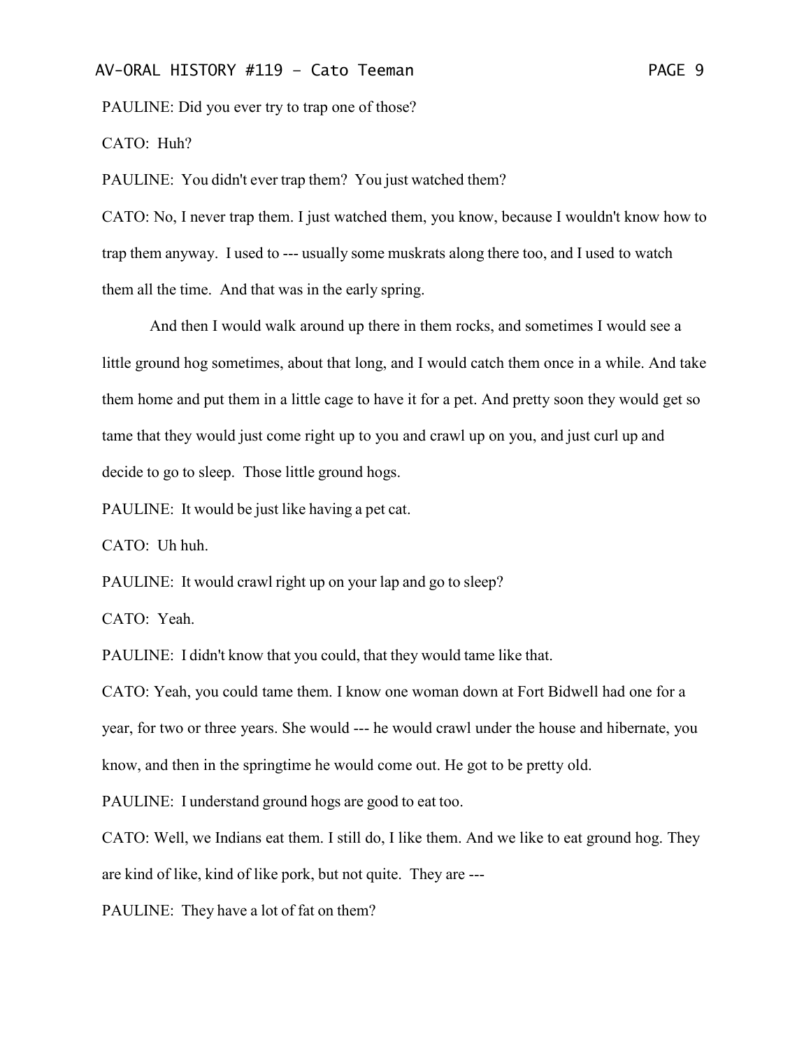PAULINE: Did you ever try to trap one of those?

CATO: Huh?

PAULINE: You didn't ever trap them? You just watched them?

CATO: No, I never trap them. I just watched them, you know, because I wouldn't know how to trap them anyway. I used to --- usually some muskrats along there too, and I used to watch them all the time. And that was in the early spring.

And then I would walk around up there in them rocks, and sometimes I would see a little ground hog sometimes, about that long, and I would catch them once in a while. And take them home and put them in a little cage to have it for a pet. And pretty soon they would get so tame that they would just come right up to you and crawl up on you, and just curl up and decide to go to sleep. Those little ground hogs.

PAULINE: It would be just like having a pet cat.

CATO: Uh huh.

PAULINE: It would crawl right up on your lap and go to sleep?

CATO: Yeah.

PAULINE: I didn't know that you could, that they would tame like that.

CATO: Yeah, you could tame them. I know one woman down at Fort Bidwell had one for a year, for two or three years. She would --- he would crawl under the house and hibernate, you know, and then in the springtime he would come out. He got to be pretty old.

PAULINE: I understand ground hogs are good to eat too.

CATO: Well, we Indians eat them. I still do, I like them. And we like to eat ground hog. They are kind of like, kind of like pork, but not quite. They are ---

PAULINE: They have a lot of fat on them?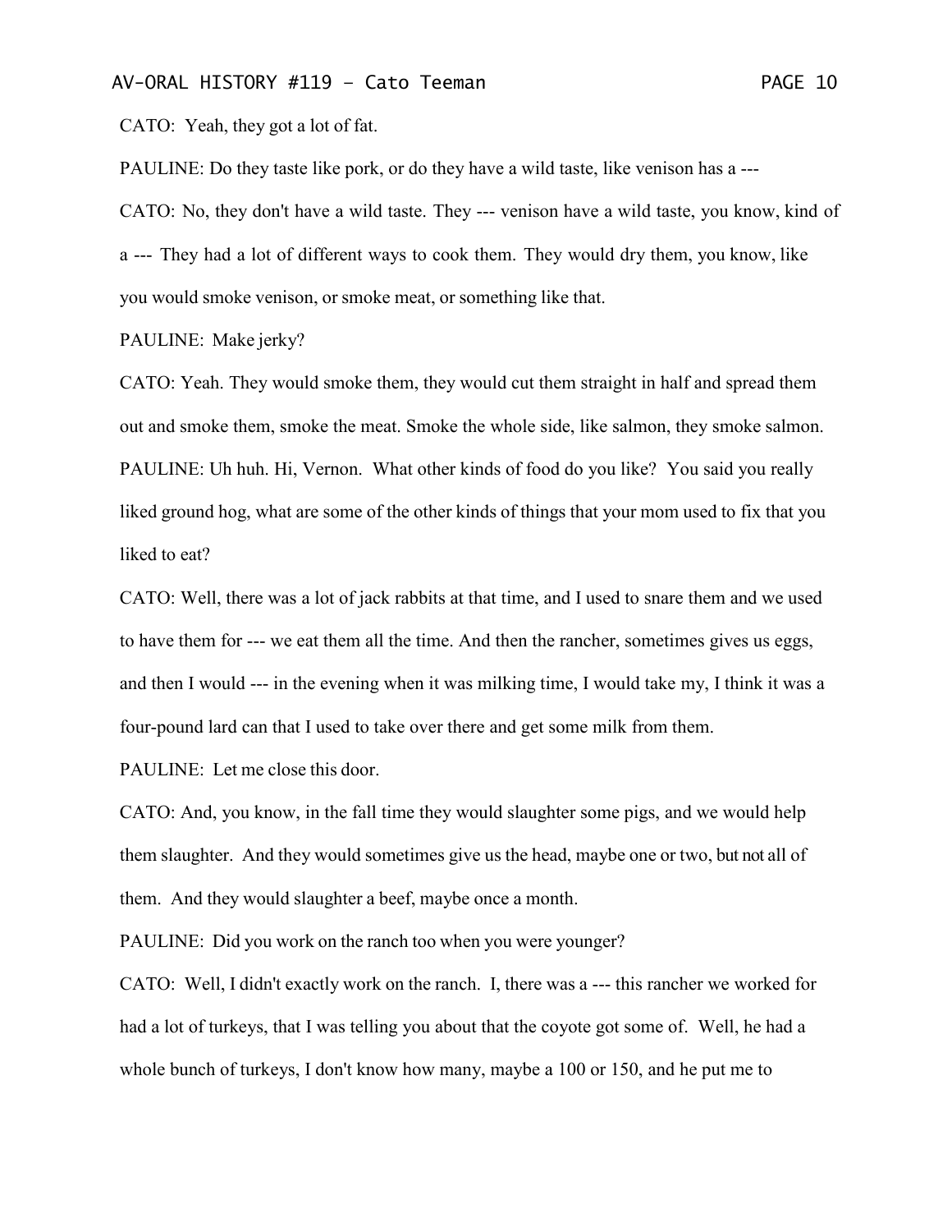CATO: Yeah, they got a lot of fat.

PAULINE: Do they taste like pork, or do they have a wild taste, like venison has a ---

CATO: No, they don't have a wild taste. They --- venison have a wild taste, you know, kind of a --- They had a lot of different ways to cook them. They would dry them, you know, like you would smoke venison, or smoke meat, or something like that.

PAULINE: Make jerky?

CATO: Yeah. They would smoke them, they would cut them straight in half and spread them out and smoke them, smoke the meat. Smoke the whole side, like salmon, they smoke salmon.

PAULINE: Uh huh. Hi, Vernon. What other kinds of food do you like? You said you really liked ground hog, what are some of the other kinds of things that your mom used to fix that you liked to eat?

CATO: Well, there was a lot of jack rabbits at that time, and I used to snare them and we used to have them for --- we eat them all the time. And then the rancher, sometimes gives us eggs, and then I would --- in the evening when it was milking time, I would take my, I think it was a four-pound lard can that I used to take over there and get some milk from them.

PAULINE: Let me close this door.

CATO: And, you know, in the fall time they would slaughter some pigs, and we would help them slaughter. And they would sometimes give us the head, maybe one or two, but not all of them. And they would slaughter a beef, maybe once a month.

PAULINE: Did you work on the ranch too when you were younger?

CATO: Well, I didn't exactly work on the ranch. I, there was a --- this rancher we worked for had a lot of turkeys, that I was telling you about that the coyote got some of. Well, he had a whole bunch of turkeys, I don't know how many, maybe a 100 or 150, and he put me to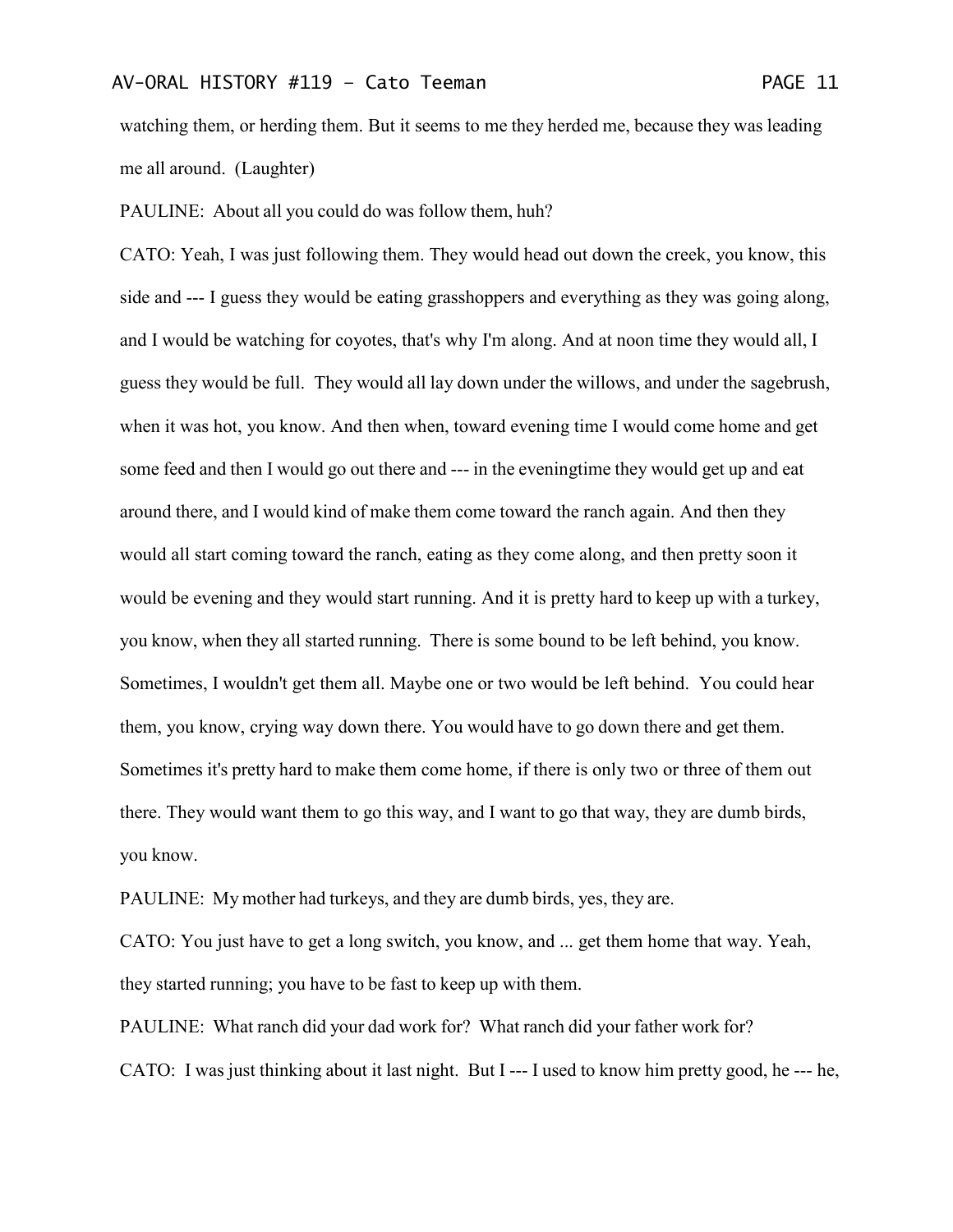watching them, or herding them. But it seems to me they herded me, because they was leading me all around. (Laughter)

PAULINE: About all you could do was follow them, huh?

CATO: Yeah, I was just following them. They would head out down the creek, you know, this side and --- I guess they would be eating grasshoppers and everything as they was going along, and I would be watching for coyotes, that's why I'm along. And at noon time they would all, I guess they would be full. They would all lay down under the willows, and under the sagebrush, when it was hot, you know. And then when, toward evening time I would come home and get some feed and then I would go out there and --- in the eveningtime they would get up and eat around there, and I would kind of make them come toward the ranch again. And then they would all start coming toward the ranch, eating as they come along, and then pretty soon it would be evening and they would start running. And it is pretty hard to keep up with a turkey, you know, when they all started running. There is some bound to be left behind, you know. Sometimes, I wouldn't get them all. Maybe one or two would be left behind. You could hear them, you know, crying way down there. You would have to go down there and get them. Sometimes it's pretty hard to make them come home, if there is only two or three of them out there. They would want them to go this way, and I want to go that way, they are dumb birds, you know.

PAULINE: My mother had turkeys, and they are dumb birds, yes, they are.

CATO: You just have to get a long switch, you know, and ... get them home that way. Yeah, they started running; you have to be fast to keep up with them.

PAULINE: What ranch did your dad work for? What ranch did your father work for?

CATO: I was just thinking about it last night. But I --- I used to know him pretty good, he --- he,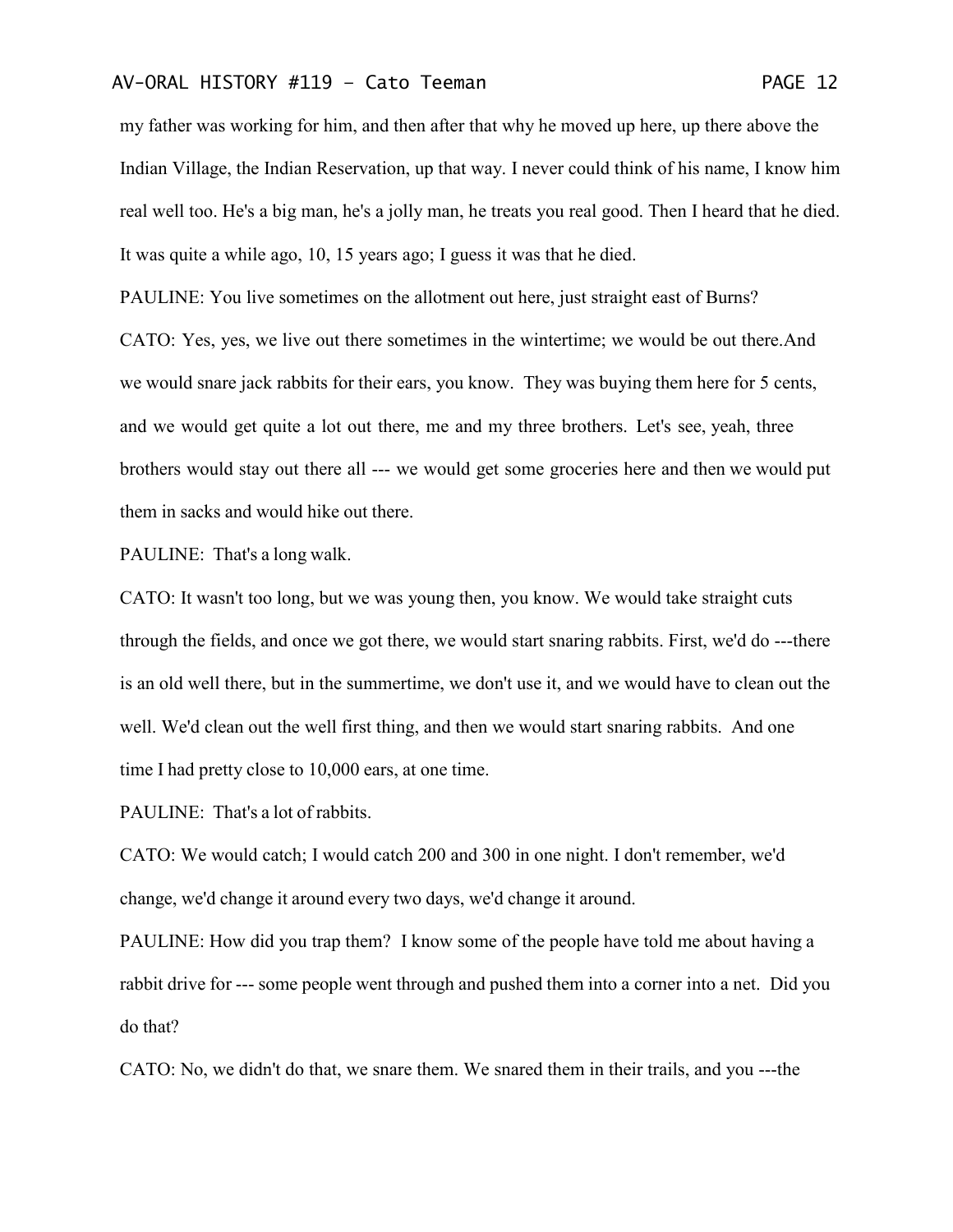my father was working for him, and then after that why he moved up here, up there above the Indian Village, the Indian Reservation, up that way. I never could think of his name, I know him real well too. He's a big man, he's a jolly man, he treats you real good. Then I heard that he died. It was quite a while ago, 10, 15 years ago; I guess it was that he died.

PAULINE: You live sometimes on the allotment out here, just straight east of Burns?

CATO: Yes, yes, we live out there sometimes in the wintertime; we would be out there.And we would snare jack rabbits for their ears, you know. They was buying them here for 5 cents, and we would get quite a lot out there, me and my three brothers. Let's see, yeah, three brothers would stay out there all --- we would get some groceries here and then we would put them in sacks and would hike out there.

PAULINE: That's a long walk.

CATO: It wasn't too long, but we was young then, you know. We would take straight cuts through the fields, and once we got there, we would start snaring rabbits. First, we'd do ---there is an old well there, but in the summertime, we don't use it, and we would have to clean out the well. We'd clean out the well first thing, and then we would start snaring rabbits. And one time I had pretty close to 10,000 ears, at one time.

PAULINE: That's a lot of rabbits.

CATO: We would catch; I would catch 200 and 300 in one night. I don't remember, we'd change, we'd change it around every two days, we'd change it around.

PAULINE: How did you trap them? I know some of the people have told me about having a rabbit drive for --- some people went through and pushed them into a corner into a net. Did you do that?

CATO: No, we didn't do that, we snare them. We snared them in their trails, and you ---the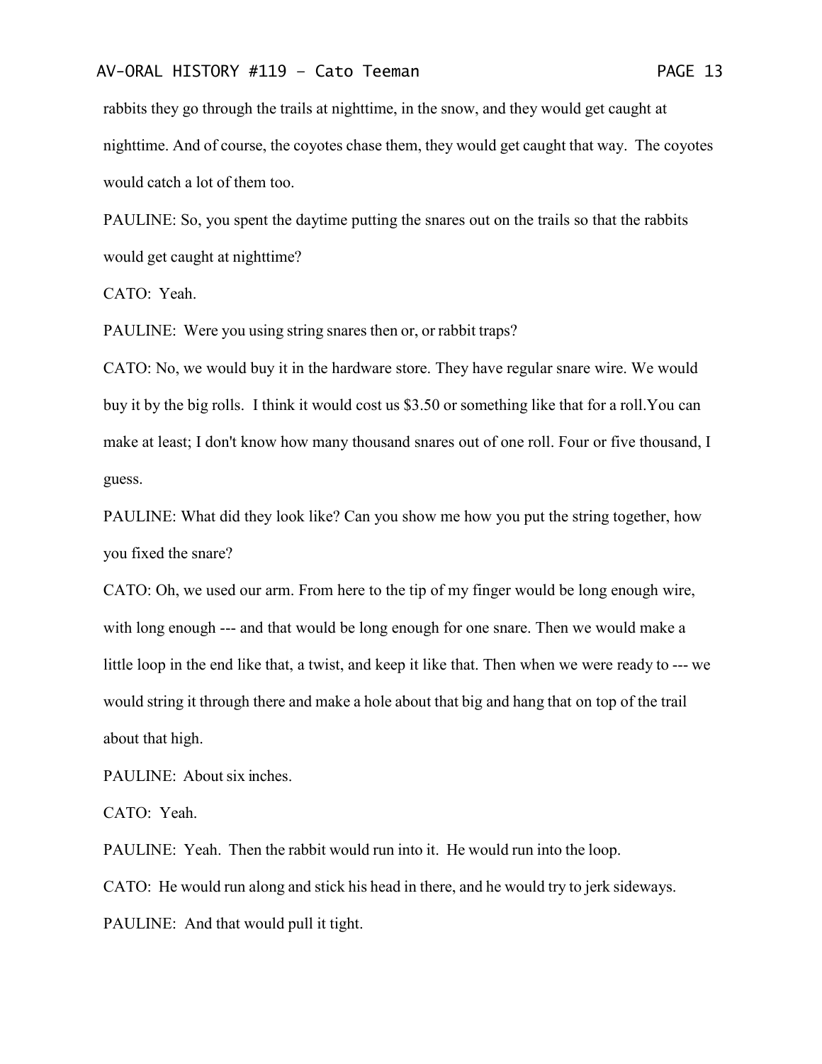rabbits they go through the trails at nighttime, in the snow, and they would get caught at nighttime. And of course, the coyotes chase them, they would get caught that way. The coyotes would catch a lot of them too.

PAULINE: So, you spent the daytime putting the snares out on the trails so that the rabbits would get caught at nighttime?

CATO: Yeah.

PAULINE: Were you using string snares then or, or rabbit traps?

CATO: No, we would buy it in the hardware store. They have regular snare wire. We would buy it by the big rolls. I think it would cost us $3.50 or something like that for a roll.You can make at least; I don't know how many thousand snares out of one roll. Four or five thousand, I guess.

PAULINE: What did they look like? Can you show me how you put the string together, how you fixed the snare?

CATO: Oh, we used our arm. From here to the tip of my finger would be long enough wire, with long enough --- and that would be long enough for one snare. Then we would make a little loop in the end like that, a twist, and keep it like that. Then when we were ready to --- we would string it through there and make a hole about that big and hang that on top of the trail about that high.

PAULINE: About six inches.

CATO: Yeah.

PAULINE: Yeah. Then the rabbit would run into it. He would run into the loop.

CATO: He would run along and stick his head in there, and he would try to jerk sideways.

PAULINE: And that would pull it tight.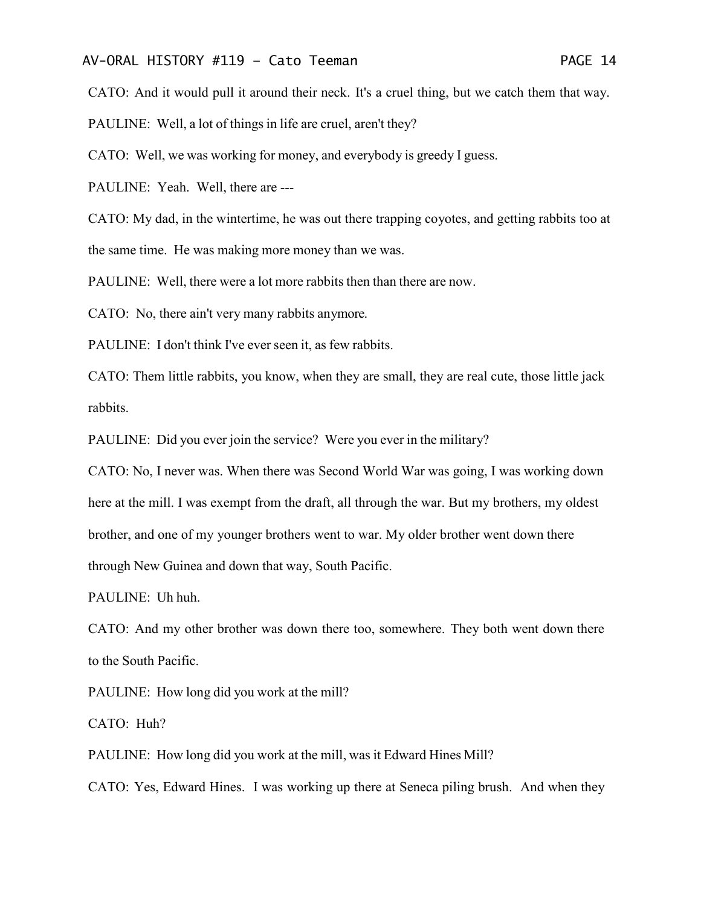CATO: And it would pull it around their neck. It's a cruel thing, but we catch them that way.

PAULINE: Well, a lot of things in life are cruel, aren't they?

CATO: Well, we was working for money, and everybody is greedy I guess.

PAULINE: Yeah. Well, there are ---

CATO: My dad, in the wintertime, he was out there trapping coyotes, and getting rabbits too at the same time. He was making more money than we was.

PAULINE: Well, there were a lot more rabbits then than there are now.

CATO: No, there ain't very many rabbits anymore.

PAULINE: I don't think I've ever seen it, as few rabbits.

CATO: Them little rabbits, you know, when they are small, they are real cute, those little jack rabbits.

PAULINE: Did you ever join the service? Were you ever in the military?

CATO: No, I never was. When there was Second World War was going, I was working down here at the mill. I was exempt from the draft, all through the war. But my brothers, my oldest brother, and one of my younger brothers went to war. My older brother went down there through New Guinea and down that way, South Pacific.

PAULINE: Uh huh.

CATO: And my other brother was down there too, somewhere. They both went down there to the South Pacific.

PAULINE: How long did you work at the mill?

CATO: Huh?

PAULINE: How long did you work at the mill, was it Edward Hines Mill?

CATO: Yes, Edward Hines. I was working up there at Seneca piling brush. And when they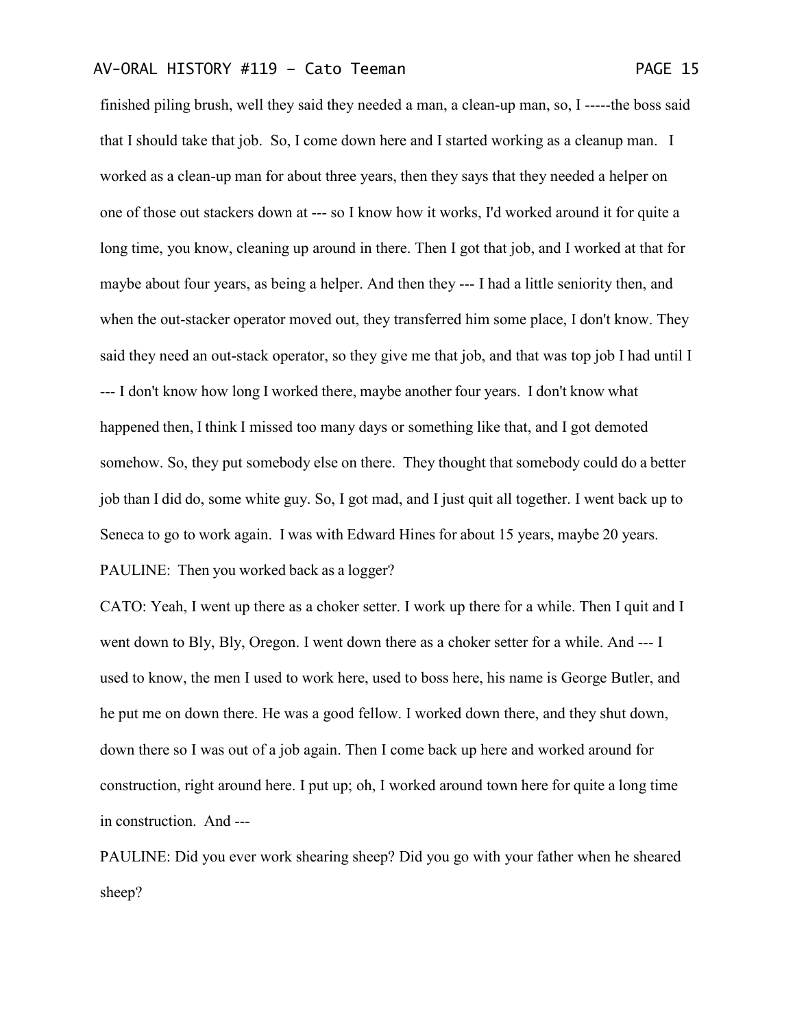finished piling brush, well they said they needed a man, a clean-up man, so, I -----the boss said that I should take that job. So, I come down here and I started working as a cleanup man. I worked as a clean-up man for about three years, then they says that they needed a helper on one of those out stackers down at --- so I know how it works, I'd worked around it for quite a long time, you know, cleaning up around in there. Then I got that job, and I worked at that for maybe about four years, as being a helper. And then they --- I had a little seniority then, and when the out-stacker operator moved out, they transferred him some place, I don't know. They said they need an out-stack operator, so they give me that job, and that was top job I had until I --- I don't know how long I worked there, maybe another four years. I don't know what happened then, I think I missed too many days or something like that, and I got demoted somehow. So, they put somebody else on there. They thought that somebody could do a better job than I did do, some white guy. So, I got mad, and I just quit all together. I went back up to Seneca to go to work again. I was with Edward Hines for about 15 years, maybe 20 years.

PAULINE: Then you worked back as a logger?

CATO: Yeah, I went up there as a choker setter. I work up there for a while. Then I quit and I went down to Bly, Bly, Oregon. I went down there as a choker setter for a while. And --- I used to know, the men I used to work here, used to boss here, his name is George Butler, and he put me on down there. He was a good fellow. I worked down there, and they shut down, down there so I was out of a job again. Then I come back up here and worked around for construction, right around here. I put up; oh, I worked around town here for quite a long time in construction. And ---

PAULINE: Did you ever work shearing sheep? Did you go with your father when he sheared sheep?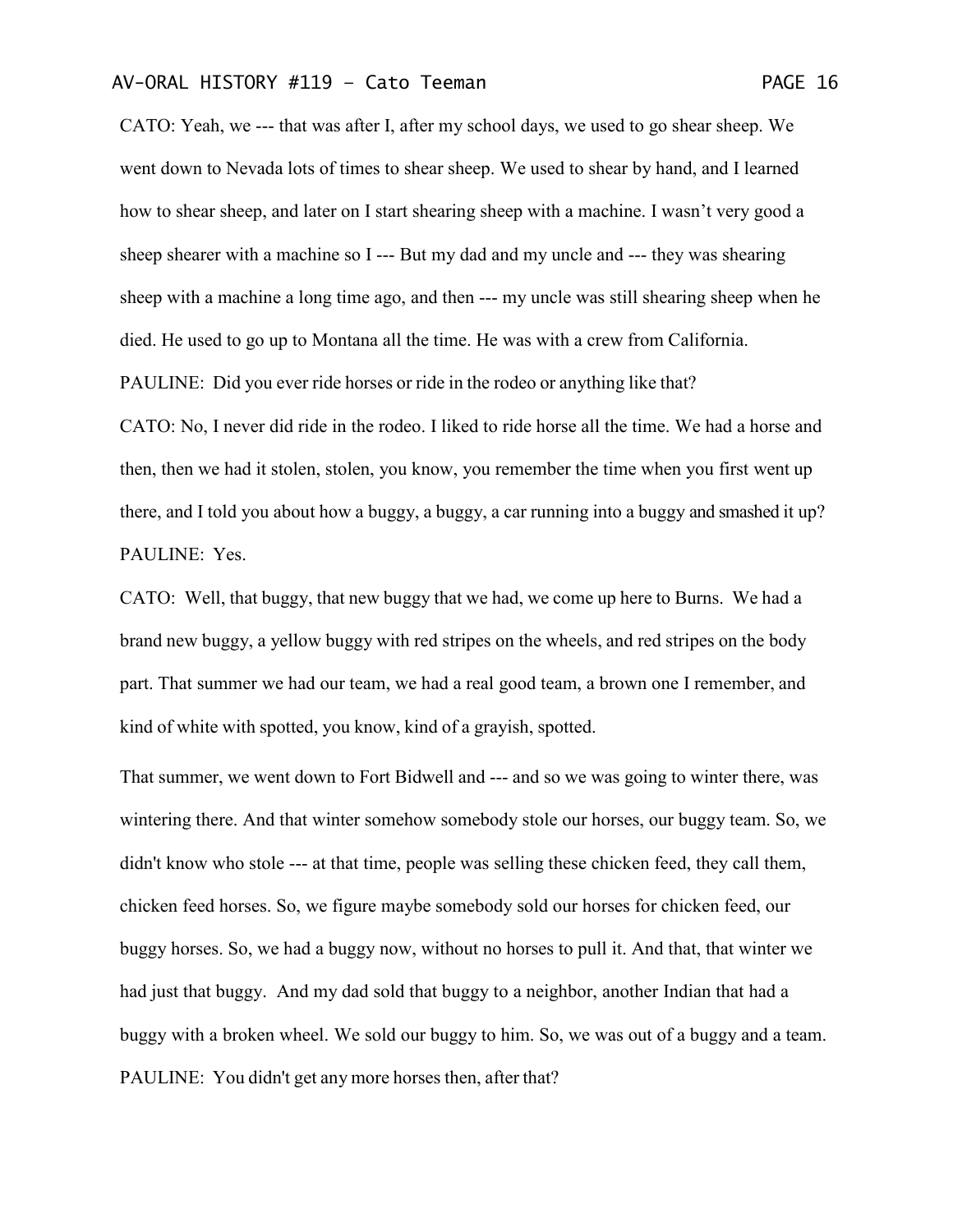CATO: Yeah, we --- that was after I, after my school days, we used to go shear sheep. We went down to Nevada lots of times to shear sheep. We used to shear by hand, and I learned how to shear sheep, and later on I start shearing sheep with a machine. I wasn't very good a sheep shearer with a machine so I --- But my dad and my uncle and --- they was shearing sheep with a machine a long time ago, and then --- my uncle was still shearing sheep when he died. He used to go up to Montana all the time. He was with a crew from California.

PAULINE: Did you ever ride horses or ride in the rodeo or anything like that?

CATO: No, I never did ride in the rodeo. I liked to ride horse all the time. We had a horse and then, then we had it stolen, stolen, you know, you remember the time when you first went up there, and I told you about how a buggy, a buggy, a car running into a buggy and smashed it up?

PAULINE: Yes.

CATO: Well, that buggy, that new buggy that we had, we come up here to Burns. We had a brand new buggy, a yellow buggy with red stripes on the wheels, and red stripes on the body part. That summer we had our team, we had a real good team, a brown one I remember, and kind of white with spotted, you know, kind of a grayish, spotted.

That summer, we went down to Fort Bidwell and --- and so we was going to winter there, was wintering there. And that winter somehow somebody stole our horses, our buggy team. So, we didn't know who stole --- at that time, people was selling these chicken feed, they call them, chicken feed horses. So, we figure maybe somebody sold our horses for chicken feed, our buggy horses. So, we had a buggy now, without no horses to pull it. And that, that winter we had just that buggy. And my dad sold that buggy to a neighbor, another Indian that had a buggy with a broken wheel. We sold our buggy to him. So, we was out of a buggy and a team.

PAULINE: You didn't get any more horses then, after that?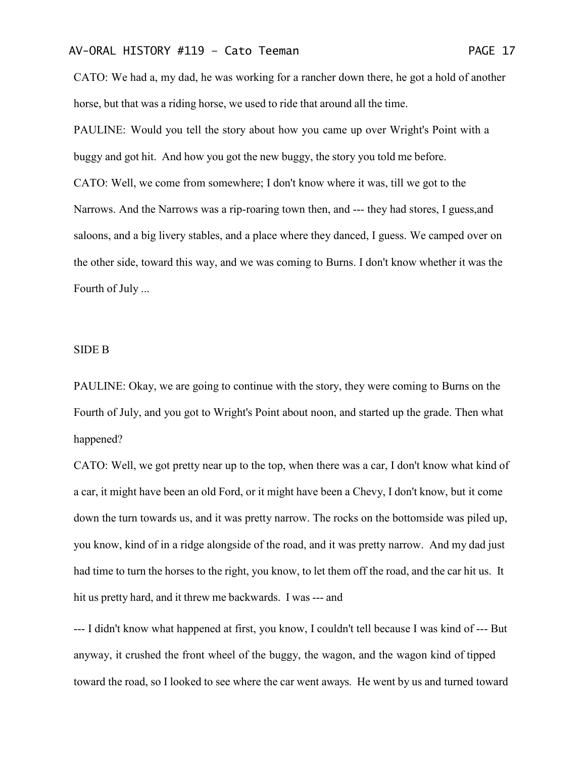CATO: We had a, my dad, he was working for a rancher down there, he got a hold of another horse, but that was a riding horse, we used to ride that around all the time.

PAULINE: Would you tell the story about how you came up over Wright's Point with a buggy and got hit. And how you got the new buggy, the story you told me before.

CATO: Well, we come from somewhere; I don't know where it was, till we got to the Narrows. And the Narrows was a rip-roaring town then, and --- they had stores, I guess,and saloons, and a big livery stables, and a place where they danced, I guess. We camped over on the other side, toward this way, and we was coming to Burns. I don't know whether it was the Fourth of July ...

SIDE B

PAULINE: Okay, we are going to continue with the story, they were coming to Burns on the Fourth of July, and you got to Wright's Point about noon, and started up the grade. Then what happened?

CATO: Well, we got pretty near up to the top, when there was a car, I don't know what kind of a car, it might have been an old Ford, or it might have been a Chevy, I don't know, but it come down the turn towards us, and it was pretty narrow. The rocks on the bottomside was piled up, you know, kind of in a ridge alongside of the road, and it was pretty narrow. And my dad just had time to turn the horses to the right, you know, to let them off the road, and the car hit us. It hit us pretty hard, and it threw me backwards. I was --- and

--- I didn't know what happened at first, you know, I couldn't tell because I was kind of --- But anyway, it crushed the front wheel of the buggy, the wagon, and the wagon kind of tipped toward the road, so I looked to see where the car went aways. He went by us and turned toward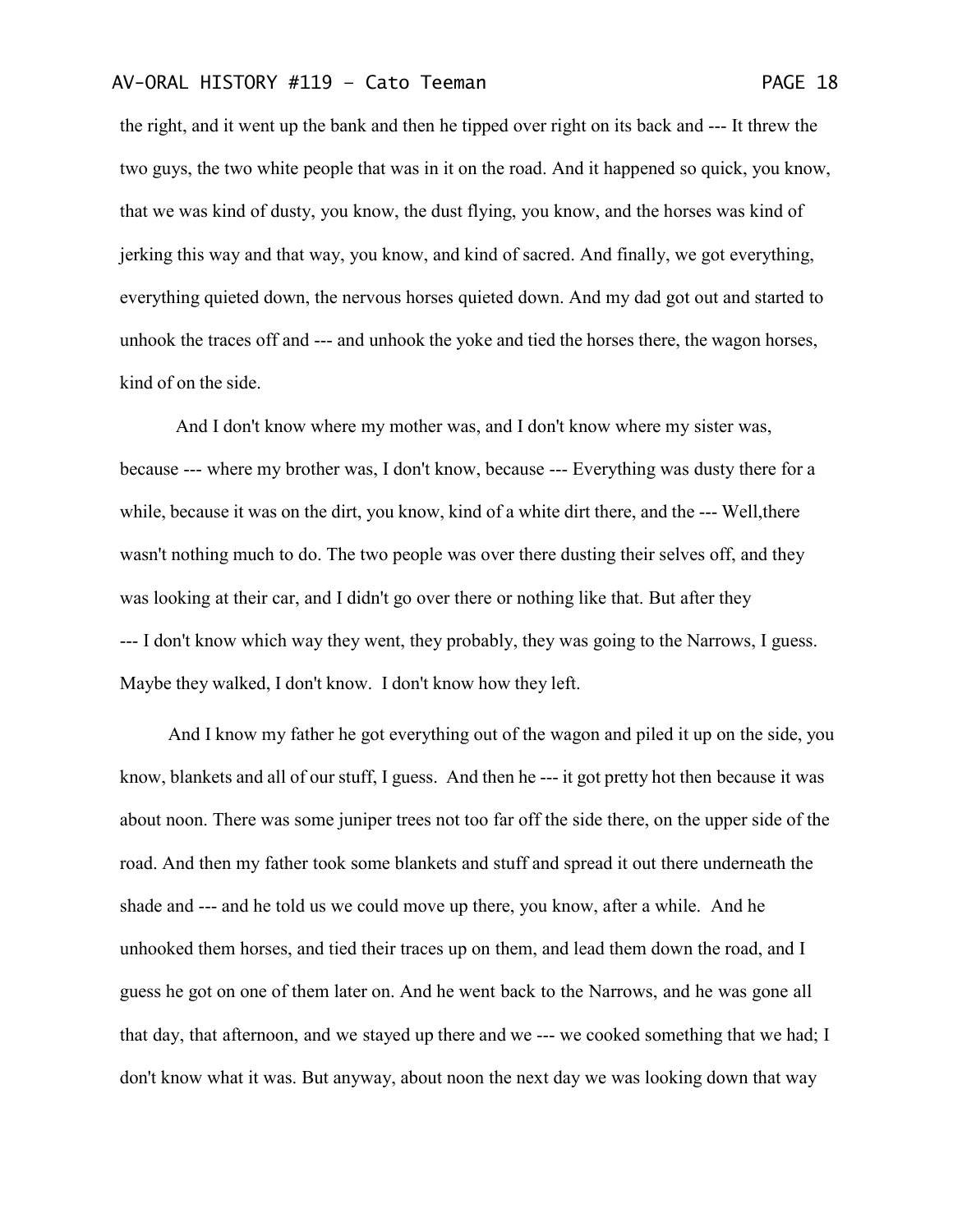the right, and it went up the bank and then he tipped over right on its back and --- It threw the two guys, the two white people that was in it on the road. And it happened so quick, you know, that we was kind of dusty, you know, the dust flying, you know, and the horses was kind of jerking this way and that way, you know, and kind of sacred. And finally, we got everything, everything quieted down, the nervous horses quieted down. And my dad got out and started to unhook the traces off and --- and unhook the yoke and tied the horses there, the wagon horses, kind of on the side.

And I don't know where my mother was, and I don't know where my sister was, because --- where my brother was, I don't know, because --- Everything was dusty there for a while, because it was on the dirt, you know, kind of a white dirt there, and the --- Well,there wasn't nothing much to do. The two people was over there dusting their selves off, and they was looking at their car, and I didn't go over there or nothing like that. But after they --- I don't know which way they went, they probably, they was going to the Narrows, I guess. Maybe they walked, I don't know. I don't know how they left.

And I know my father he got everything out of the wagon and piled it up on the side, you know, blankets and all of our stuff, I guess. And then he --- it got pretty hot then because it was about noon. There was some juniper trees not too far off the side there, on the upper side of the road. And then my father took some blankets and stuff and spread it out there underneath the shade and --- and he told us we could move up there, you know, after a while. And he unhooked them horses, and tied their traces up on them, and lead them down the road, and I guess he got on one of them later on. And he went back to the Narrows, and he was gone all that day, that afternoon, and we stayed up there and we --- we cooked something that we had; I don't know what it was. But anyway, about noon the next day we was looking down that way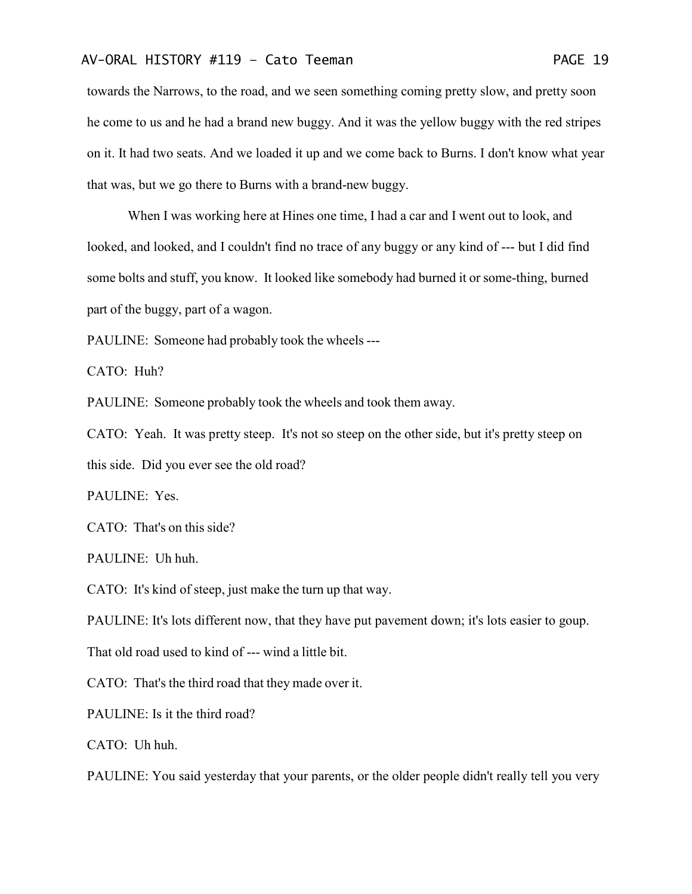towards the Narrows, to the road, and we seen something coming pretty slow, and pretty soon he come to us and he had a brand new buggy. And it was the yellow buggy with the red stripes on it. It had two seats. And we loaded it up and we come back to Burns. I don't know what year that was, but we go there to Burns with a brand-new buggy.

When I was working here at Hines one time, I had a car and I went out to look, and looked, and looked, and I couldn't find no trace of any buggy or any kind of --- but I did find some bolts and stuff, you know. It looked like somebody had burned it or some-thing, burned part of the buggy, part of a wagon.

PAULINE: Someone had probably took the wheels ---

CATO: Huh?

PAULINE: Someone probably took the wheels and took them away.

CATO: Yeah. It was pretty steep. It's not so steep on the other side, but it's pretty steep on this side. Did you ever see the old road?

PAULINE: Yes.

CATO: That's on this side?

PAULINE: Uh huh.

CATO: It's kind of steep, just make the turn up that way.

PAULINE: It's lots different now, that they have put pavement down; it's lots easier to goup. That old road used to kind of --- wind a little bit.

CATO: That's the third road that they made over it.

PAULINE: Is it the third road?

CATO: Uh huh.

PAULINE: You said yesterday that your parents, or the older people didn't really tell you very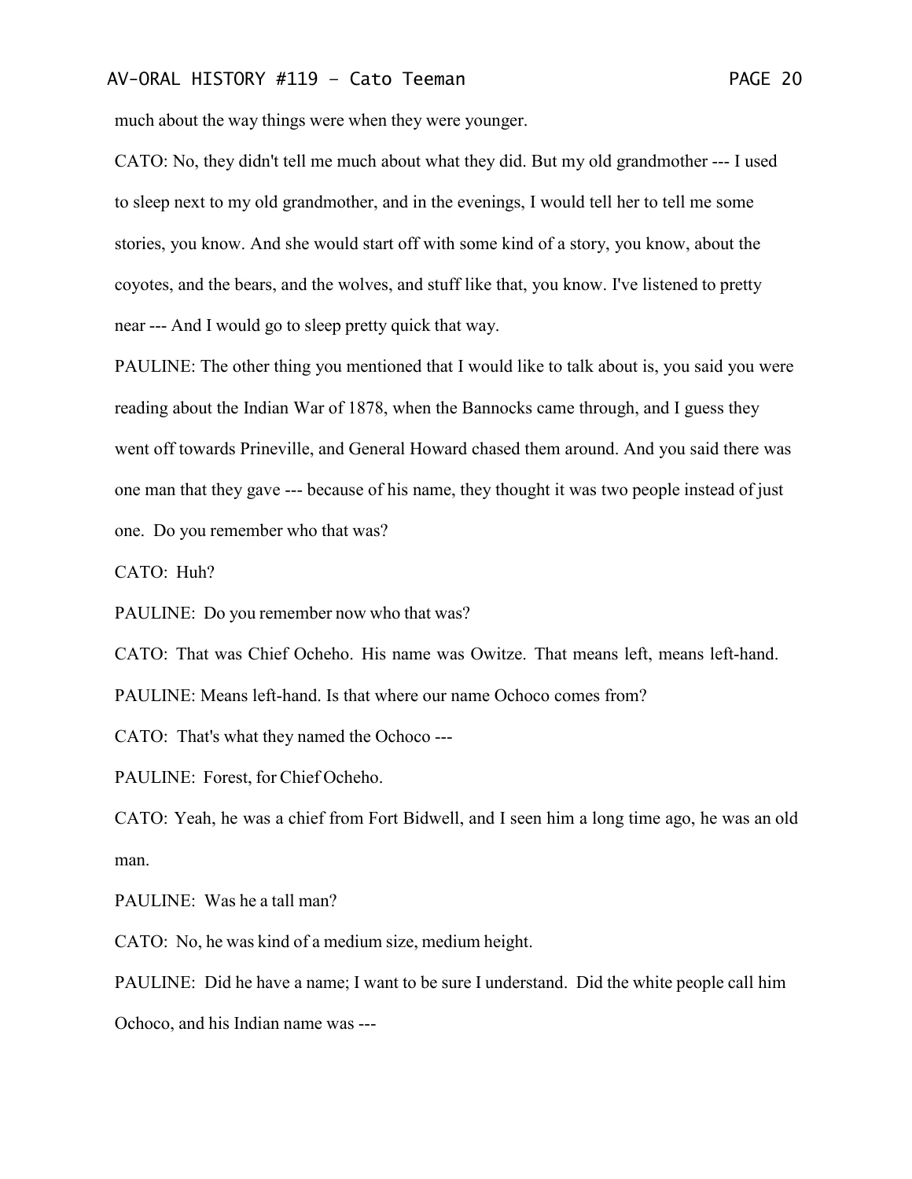much about the way things were when they were younger.

CATO: No, they didn't tell me much about what they did. But my old grandmother --- I used to sleep next to my old grandmother, and in the evenings, I would tell her to tell me some stories, you know. And she would start off with some kind of a story, you know, about the coyotes, and the bears, and the wolves, and stuff like that, you know. I've listened to pretty near --- And I would go to sleep pretty quick that way.

PAULINE: The other thing you mentioned that I would like to talk about is, you said you were reading about the Indian War of 1878, when the Bannocks came through, and I guess they went off towards Prineville, and General Howard chased them around. And you said there was one man that they gave --- because of his name, they thought it was two people instead of just one. Do you remember who that was?

CATO: Huh?

PAULINE: Do you remember now who that was?

CATO: That was Chief Ocheho. His name was Owitze. That means left, means left-hand.

PAULINE: Means left-hand. Is that where our name Ochoco comes from?

CATO: That's what they named the Ochoco ---

PAULINE: Forest, for Chief Ocheho.

CATO: Yeah, he was a chief from Fort Bidwell, and I seen him a long time ago, he was an old man.

PAULINE: Was he a tall man?

CATO: No, he was kind of a medium size, medium height.

PAULINE: Did he have a name; I want to be sure I understand. Did the white people call him Ochoco, and his Indian name was ---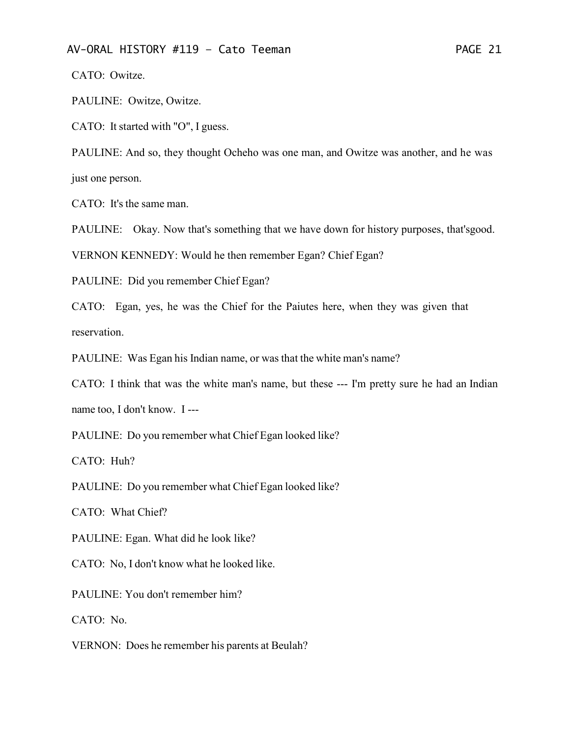CATO: Owitze.

PAULINE: Owitze, Owitze.

CATO: It started with "O", I guess.

PAULINE: And so, they thought Ocheho was one man, and Owitze was another, and he was just one person.

CATO: It's the same man.

PAULINE: Okay. Now that's something that we have down for history purposes, that'sgood.

VERNON KENNEDY: Would he then remember Egan? Chief Egan?

PAULINE: Did you remember Chief Egan?

CATO: Egan, yes, he was the Chief for the Paiutes here, when they was given that reservation.

PAULINE: Was Egan his Indian name, or was that the white man's name?

CATO: I think that was the white man's name, but these --- I'm pretty sure he had an Indian name too, I don't know. I ---

PAULINE: Do you remember what Chief Egan looked like?

CATO: Huh?

PAULINE: Do you remember what Chief Egan looked like?

CATO: What Chief?

PAULINE: Egan. What did he look like?

CATO: No, I don't know what he looked like.

PAULINE: You don't remember him?

CATO: No.

VERNON: Does he remember his parents at Beulah?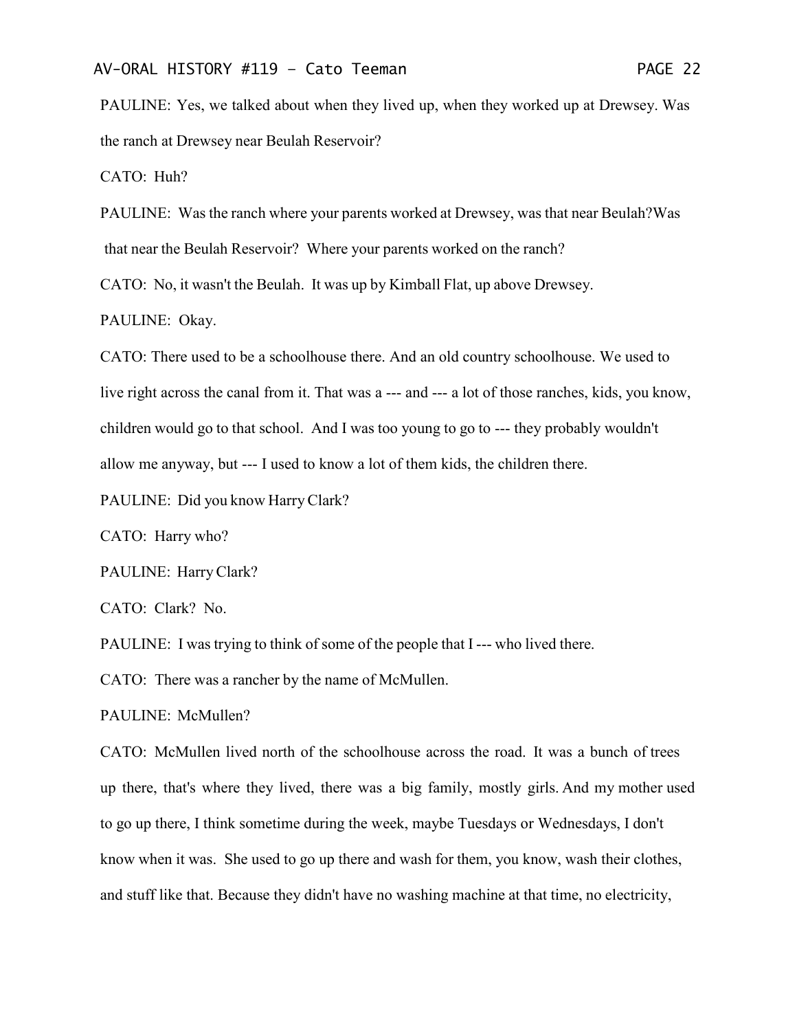PAULINE: Yes, we talked about when they lived up, when they worked up at Drewsey. Was the ranch at Drewsey near Beulah Reservoir?

CATO: Huh?

PAULINE: Was the ranch where your parents worked at Drewsey, was that near Beulah?Was that near the Beulah Reservoir? Where your parents worked on the ranch?

CATO: No, it wasn't the Beulah. It was up by Kimball Flat, up above Drewsey.

PAULINE: Okay.

CATO: There used to be a schoolhouse there. And an old country schoolhouse. We used to live right across the canal from it. That was a --- and --- a lot of those ranches, kids, you know, children would go to that school. And I was too young to go to --- they probably wouldn't allow me anyway, but --- I used to know a lot of them kids, the children there.

PAULINE: Did you know Harry Clark?

CATO: Harry who?

PAULINE: Harry Clark?

CATO: Clark? No.

PAULINE: I was trying to think of some of the people that I --- who lived there.

CATO: There was a rancher by the name of McMullen.

PAULINE: McMullen?

CATO: McMullen lived north of the schoolhouse across the road. It was a bunch of trees up there, that's where they lived, there was a big family, mostly girls. And my mother used to go up there, I think sometime during the week, maybe Tuesdays or Wednesdays, I don't know when it was. She used to go up there and wash for them, you know, wash their clothes, and stuff like that. Because they didn't have no washing machine at that time, no electricity,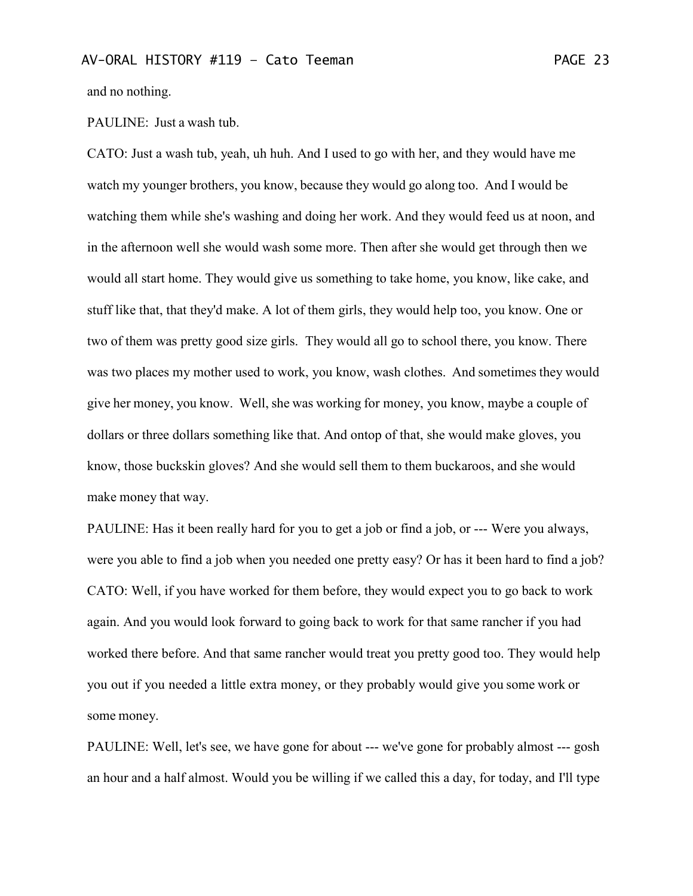and no nothing.

PAULINE: Just a wash tub.

CATO: Just a wash tub, yeah, uh huh. And I used to go with her, and they would have me watch my younger brothers, you know, because they would go along too. And I would be watching them while she's washing and doing her work. And they would feed us at noon, and in the afternoon well she would wash some more. Then after she would get through then we would all start home. They would give us something to take home, you know, like cake, and stuff like that, that they'd make. A lot of them girls, they would help too, you know. One or two of them was pretty good size girls. They would all go to school there, you know. There was two places my mother used to work, you know, wash clothes. And sometimes they would give her money, you know. Well, she was working for money, you know, maybe a couple of dollars or three dollars something like that. And ontop of that, she would make gloves, you know, those buckskin gloves? And she would sell them to them buckaroos, and she would make money that way.

PAULINE: Has it been really hard for you to get a job or find a job, or --- Were you always, were you able to find a job when you needed one pretty easy? Or has it been hard to find a job?

CATO: Well, if you have worked for them before, they would expect you to go back to work again. And you would look forward to going back to work for that same rancher if you had worked there before. And that same rancher would treat you pretty good too. They would help you out if you needed a little extra money, or they probably would give you some work or some money.

PAULINE: Well, let's see, we have gone for about --- we've gone for probably almost --- gosh an hour and a half almost. Would you be willing if we called this a day, for today, and I'll type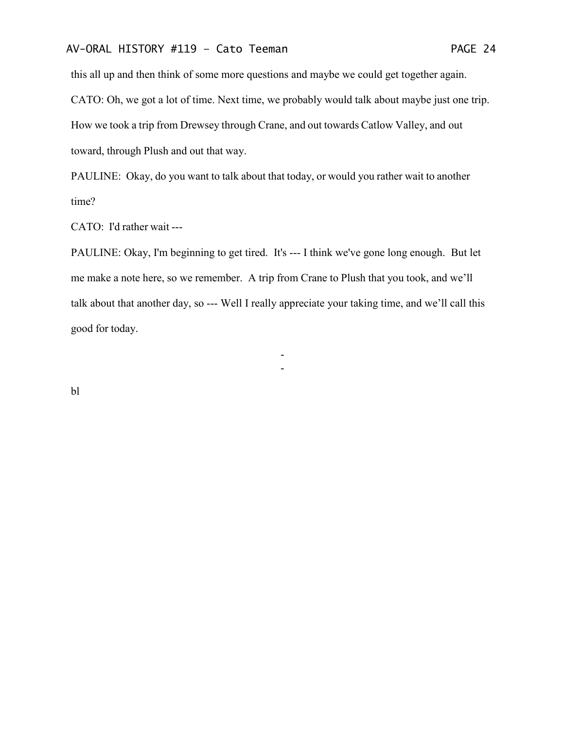this all up and then think of some more questions and maybe we could get together again.

CATO: Oh, we got a lot of time. Next time, we probably would talk about maybe just one trip. How we took a trip from Drewsey through Crane, and out towards Catlow Valley, and out toward, through Plush and out that way.

PAULINE: Okay, do you want to talk about that today, or would you rather wait to another time?

CATO: I'd rather wait ---

PAULINE: Okay, I'm beginning to get tired. It's --- I think we've gone long enough. But let me make a note here, so we remember. A trip from Crane to Plush that you took, and we'll talk about that another day, so --- Well I really appreciate your taking time, and we'll call this good for today.

-
-

bl